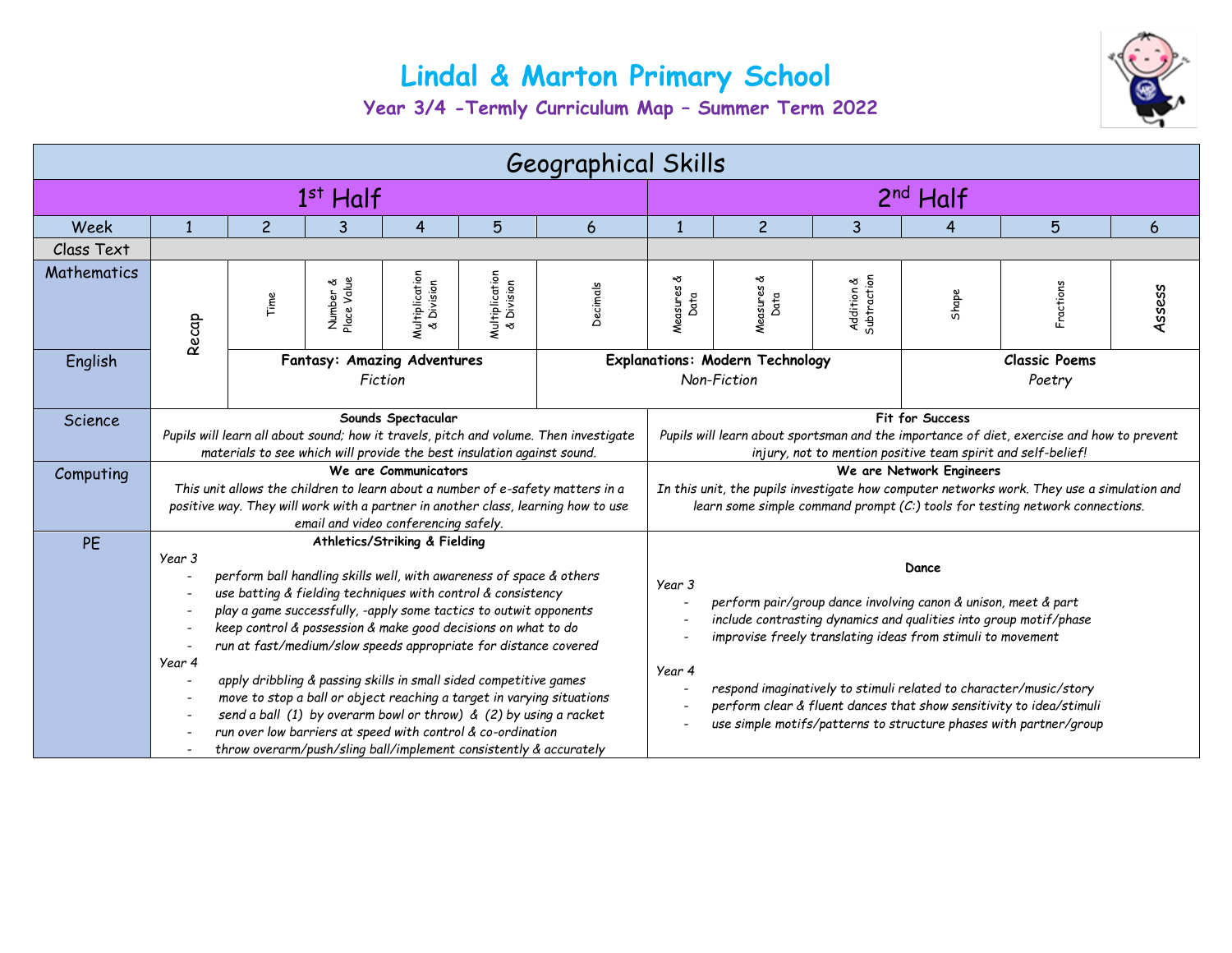# Lindal & Marton Primary School

## Year 3/4 -Termly Curriculum Map – Summer Term 2022

| Geographical Skills | | | | | | | | | | | | |
|---|---|---|---|---|---|---|---|---|---|---|---|---|
| | 1st Half | | | | | | 2nd Half | | | | | |
| Week | 1 | 2 | 3 | 4 | 5 | 6 | 1 | 2 | 3 | 4 | 5 | 6 |
| Class Text | | | | | | | | | | | | |
| Mathematics | Recap | Time | Number & Place Value | Multiplication & Division | Multiplication & Division | Decimals | Measures & Data | Measures & Data | Addition & Subtraction | Shape | Fractions | Assess |
| English | | **Fantasy: Amazing Adventures** *Fiction* | | | | **Explanations: Modern Technology** *Non-Fiction* | | | | **Classic Poems** *Poetry* | | |
| Science | **Sounds Spectacular** *Pupils will learn all about sound; how it travels, pitch and volume. Then investigate materials to see which will provide the best insulation against sound.* | | | | | | **Fit for Success** *Pupils will learn about sportsman and the importance of diet, exercise and how to prevent injury, not to mention positive team spirit and self-belief!* | | | | | |
| Computing | **We are Communicators** *This unit allows the children to learn about a number of e-safety matters in a positive way. They will work with a partner in another class, learning how to use email and video conferencing safely.* | | | | | | **We are Network Engineers** *In this unit, the pupils investigate how computer networks work. They use a simulation and learn some simple command prompt (C:) tools for testing network connections.* | | | | | |
| PE | **Athletics/Striking & Fielding** *Year 3* - *perform ball handling skills well, with awareness of space & others* - *use batting & fielding techniques with control & consistency* - *play a game successfully, -apply some tactics to outwit opponents* - *keep control & possession & make good decisions on what to do* - *run at fast/medium/slow speeds appropriate for distance covered* *Year 4* - *apply dribbling & passing skills in small sided competitive games* - *move to stop a ball or object reaching a target in varying situations* - *send a ball (1) by overarm bowl or throw) & (2) by using a racket* - *run over low barriers at speed with control & co-ordination* - *throw overarm/push/sling ball/implement consistently & accurately* | | | | | | **Dance** *Year 3* - *perform pair/group dance involving canon & unison, meet & part* - *include contrasting dynamics and qualities into group motif/phase* - *improvise freely translating ideas from stimuli to movement* *Year 4* - *respond imaginatively to stimuli related to character/music/story* - *perform clear & fluent dances that show sensitivity to idea/stimuli* - *use simple motifs/patterns to structure phases with partner/group* | | | | | |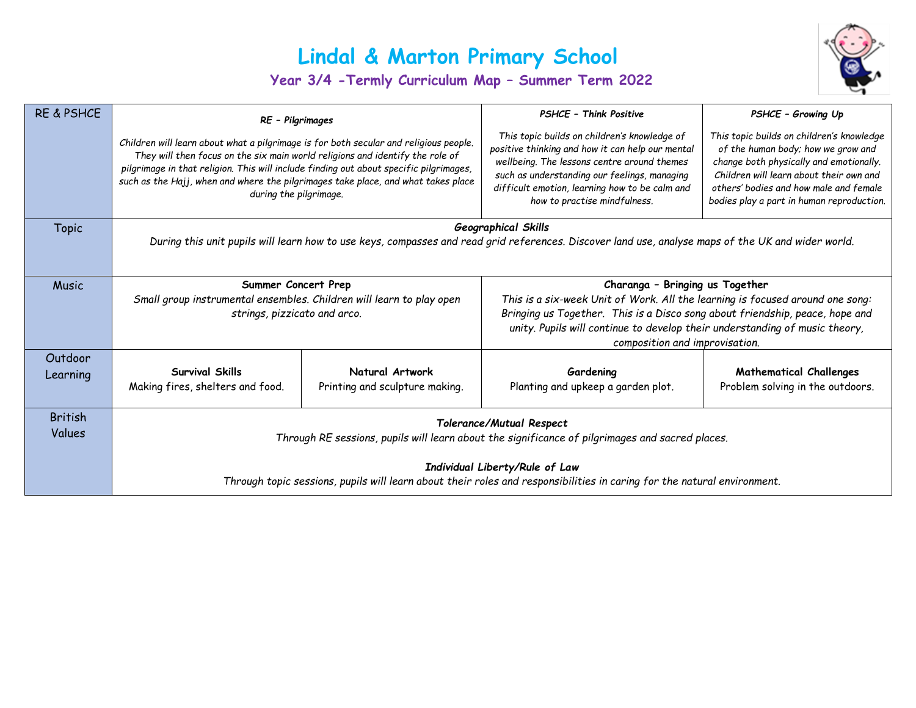# Lindal & Marton Primary School

## Year 3/4 -Termly Curriculum Map – Summer Term 2022

| | | | | |
|---|---|---|---|---|
| RE & PSHCE | ***RE – Pilgrimages*** *Children will learn about what a pilgrimage is for both secular and religious people. They will then focus on the six main world religions and identify the role of pilgrimage in that religion. This will include finding out about specific pilgrimages, such as the Hajj, when and where the pilgrimages take place, and what takes place during the pilgrimage.* | | ***PSHCE – Think Positive*** *This topic builds on children's knowledge of positive thinking and how it can help our mental wellbeing. The lessons centre around themes such as understanding our feelings, managing difficult emotion, learning how to be calm and how to practise mindfulness.* | ***PSHCE – Growing Up*** *This topic builds on children's knowledge of the human body; how we grow and change both physically and emotionally. Children will learn about their own and others' bodies and how male and female bodies play a part in human reproduction.* |
| Topic | ***Geographical Skills*** *During this unit pupils will learn how to use keys, compasses and read grid references. Discover land use, analyse maps of the UK and wider world.* | | | |
| Music | **Summer Concert Prep** *Small group instrumental ensembles. Children will learn to play open strings, pizzicato and arco.* | | **Charanga – Bringing us Together** *This is a six-week Unit of Work. All the learning is focused around one song: Bringing us Together. This is a Disco song about friendship, peace, hope and unity. Pupils will continue to develop their understanding of music theory, composition and improvisation.* | |
| Outdoor Learning | **Survival Skills** Making fires, shelters and food. | **Natural Artwork** Printing and sculpture making. | **Gardening** Planting and upkeep a garden plot. | **Mathematical Challenges** Problem solving in the outdoors. |
| British Values | ***Tolerance/Mutual Respect*** *Through RE sessions, pupils will learn about the significance of pilgrimages and sacred places.* ***Individual Liberty/Rule of Law*** *Through topic sessions, pupils will learn about their roles and responsibilities in caring for the natural environment.* | | | |